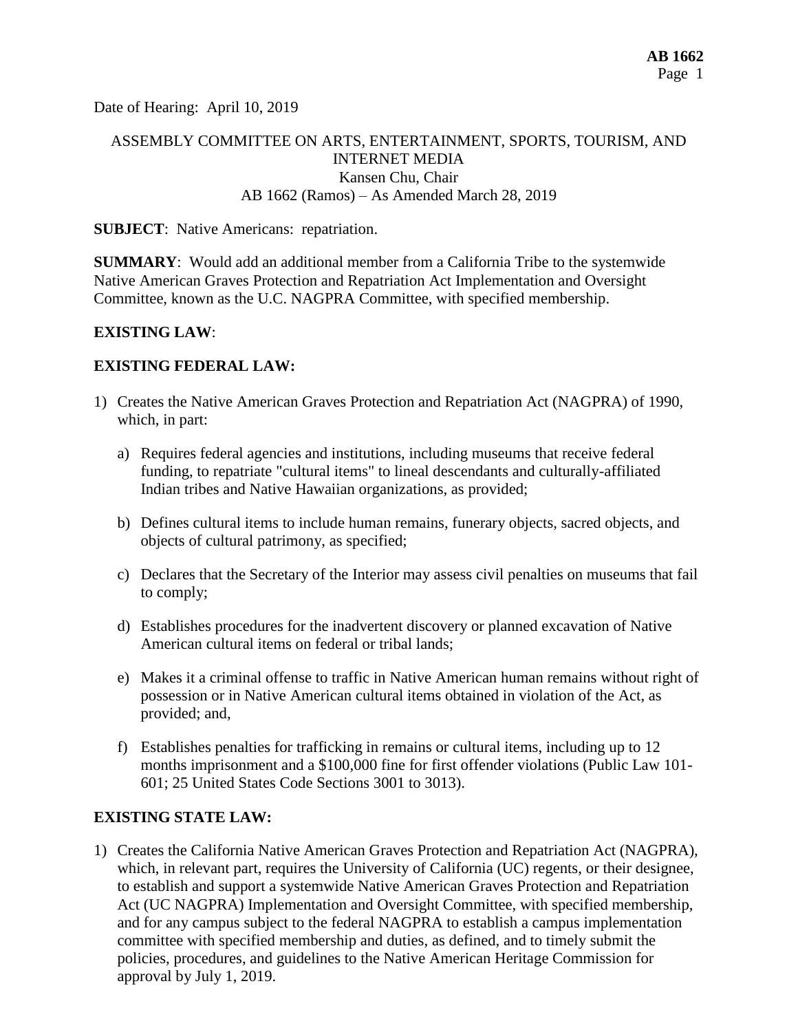Date of Hearing: April 10, 2019

ASSEMBLY COMMITTEE ON ARTS, ENTERTAINMENT, SPORTS, TOURISM, AND INTERNET MEDIA
Kansen Chu, Chair
AB 1662 (Ramos) – As Amended March 28, 2019

**SUBJECT**: Native Americans: repatriation.

**SUMMARY**: Would add an additional member from a California Tribe to the systemwide Native American Graves Protection and Repatriation Act Implementation and Oversight Committee, known as the U.C. NAGPRA Committee, with specified membership.

**EXISTING LAW**:

**EXISTING FEDERAL LAW:**

1) Creates the Native American Graves Protection and Repatriation Act (NAGPRA) of 1990, which, in part:

   a) Requires federal agencies and institutions, including museums that receive federal funding, to repatriate "cultural items" to lineal descendants and culturally-affiliated Indian tribes and Native Hawaiian organizations, as provided;

   b) Defines cultural items to include human remains, funerary objects, sacred objects, and objects of cultural patrimony, as specified;

   c) Declares that the Secretary of the Interior may assess civil penalties on museums that fail to comply;

   d) Establishes procedures for the inadvertent discovery or planned excavation of Native American cultural items on federal or tribal lands;

   e) Makes it a criminal offense to traffic in Native American human remains without right of possession or in Native American cultural items obtained in violation of the Act, as provided; and,

   f) Establishes penalties for trafficking in remains or cultural items, including up to 12 months imprisonment and a $100,000 fine for first offender violations (Public Law 101-601; 25 United States Code Sections 3001 to 3013).

**EXISTING STATE LAW:**

1) Creates the California Native American Graves Protection and Repatriation Act (NAGPRA), which, in relevant part, requires the University of California (UC) regents, or their designee, to establish and support a systemwide Native American Graves Protection and Repatriation Act (UC NAGPRA) Implementation and Oversight Committee, with specified membership, and for any campus subject to the federal NAGPRA to establish a campus implementation committee with specified membership and duties, as defined, and to timely submit the policies, procedures, and guidelines to the Native American Heritage Commission for approval by July 1, 2019.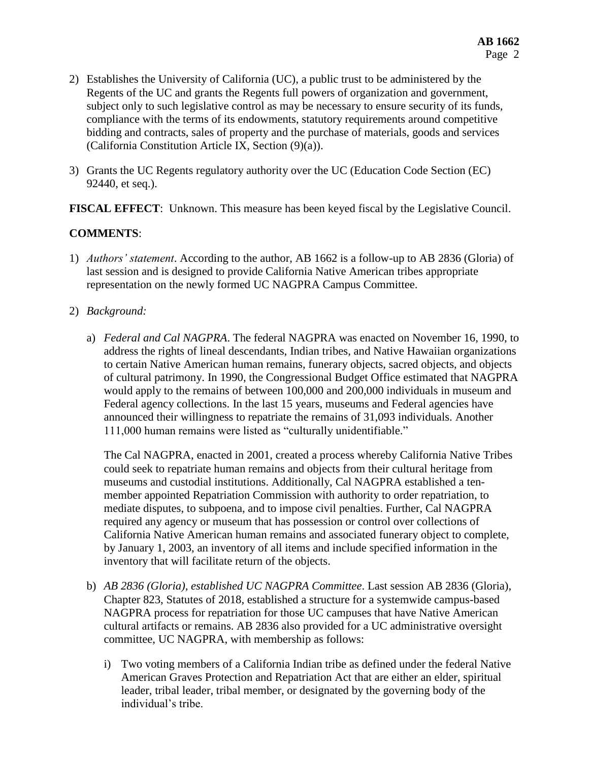2) Establishes the University of California (UC), a public trust to be administered by the Regents of the UC and grants the Regents full powers of organization and government, subject only to such legislative control as may be necessary to ensure security of its funds, compliance with the terms of its endowments, statutory requirements around competitive bidding and contracts, sales of property and the purchase of materials, goods and services (California Constitution Article IX, Section (9)(a)).

3) Grants the UC Regents regulatory authority over the UC (Education Code Section (EC) 92440, et seq.).

**FISCAL EFFECT**: Unknown. This measure has been keyed fiscal by the Legislative Council.

**COMMENTS**:

1) *Authors' statement*. According to the author, AB 1662 is a follow-up to AB 2836 (Gloria) of last session and is designed to provide California Native American tribes appropriate representation on the newly formed UC NAGPRA Campus Committee.

2) *Background:*

   a) *Federal and Cal NAGPRA*. The federal NAGPRA was enacted on November 16, 1990, to address the rights of lineal descendants, Indian tribes, and Native Hawaiian organizations to certain Native American human remains, funerary objects, sacred objects, and objects of cultural patrimony. In 1990, the Congressional Budget Office estimated that NAGPRA would apply to the remains of between 100,000 and 200,000 individuals in museum and Federal agency collections. In the last 15 years, museums and Federal agencies have announced their willingness to repatriate the remains of 31,093 individuals. Another 111,000 human remains were listed as "culturally unidentifiable."

      The Cal NAGPRA, enacted in 2001, created a process whereby California Native Tribes could seek to repatriate human remains and objects from their cultural heritage from museums and custodial institutions. Additionally, Cal NAGPRA established a ten-member appointed Repatriation Commission with authority to order repatriation, to mediate disputes, to subpoena, and to impose civil penalties. Further, Cal NAGPRA required any agency or museum that has possession or control over collections of California Native American human remains and associated funerary object to complete, by January 1, 2003, an inventory of all items and include specified information in the inventory that will facilitate return of the objects.

   b) *AB 2836 (Gloria), established UC NAGPRA Committee*. Last session AB 2836 (Gloria), Chapter 823, Statutes of 2018, established a structure for a systemwide campus-based NAGPRA process for repatriation for those UC campuses that have Native American cultural artifacts or remains. AB 2836 also provided for a UC administrative oversight committee, UC NAGPRA, with membership as follows:

      i) Two voting members of a California Indian tribe as defined under the federal Native American Graves Protection and Repatriation Act that are either an elder, spiritual leader, tribal leader, tribal member, or designated by the governing body of the individual's tribe.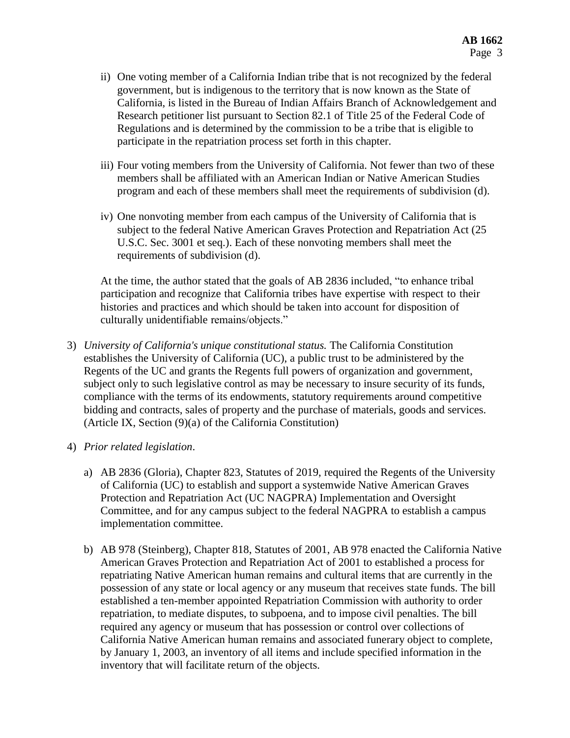ii) One voting member of a California Indian tribe that is not recognized by the federal government, but is indigenous to the territory that is now known as the State of California, is listed in the Bureau of Indian Affairs Branch of Acknowledgement and Research petitioner list pursuant to Section 82.1 of Title 25 of the Federal Code of Regulations and is determined by the commission to be a tribe that is eligible to participate in the repatriation process set forth in this chapter.

iii) Four voting members from the University of California. Not fewer than two of these members shall be affiliated with an American Indian or Native American Studies program and each of these members shall meet the requirements of subdivision (d).

iv) One nonvoting member from each campus of the University of California that is subject to the federal Native American Graves Protection and Repatriation Act (25 U.S.C. Sec. 3001 et seq.). Each of these nonvoting members shall meet the requirements of subdivision (d).

At the time, the author stated that the goals of AB 2836 included, "to enhance tribal participation and recognize that California tribes have expertise with respect to their histories and practices and which should be taken into account for disposition of culturally unidentifiable remains/objects."

3) *University of California's unique constitutional status.* The California Constitution establishes the University of California (UC), a public trust to be administered by the Regents of the UC and grants the Regents full powers of organization and government, subject only to such legislative control as may be necessary to insure security of its funds, compliance with the terms of its endowments, statutory requirements around competitive bidding and contracts, sales of property and the purchase of materials, goods and services. (Article IX, Section (9)(a) of the California Constitution)

4) *Prior related legislation*.

   a) AB 2836 (Gloria), Chapter 823, Statutes of 2019, required the Regents of the University of California (UC) to establish and support a systemwide Native American Graves Protection and Repatriation Act (UC NAGPRA) Implementation and Oversight Committee, and for any campus subject to the federal NAGPRA to establish a campus implementation committee.

   b) AB 978 (Steinberg), Chapter 818, Statutes of 2001, AB 978 enacted the California Native American Graves Protection and Repatriation Act of 2001 to established a process for repatriating Native American human remains and cultural items that are currently in the possession of any state or local agency or any museum that receives state funds. The bill established a ten-member appointed Repatriation Commission with authority to order repatriation, to mediate disputes, to subpoena, and to impose civil penalties. The bill required any agency or museum that has possession or control over collections of California Native American human remains and associated funerary object to complete, by January 1, 2003, an inventory of all items and include specified information in the inventory that will facilitate return of the objects.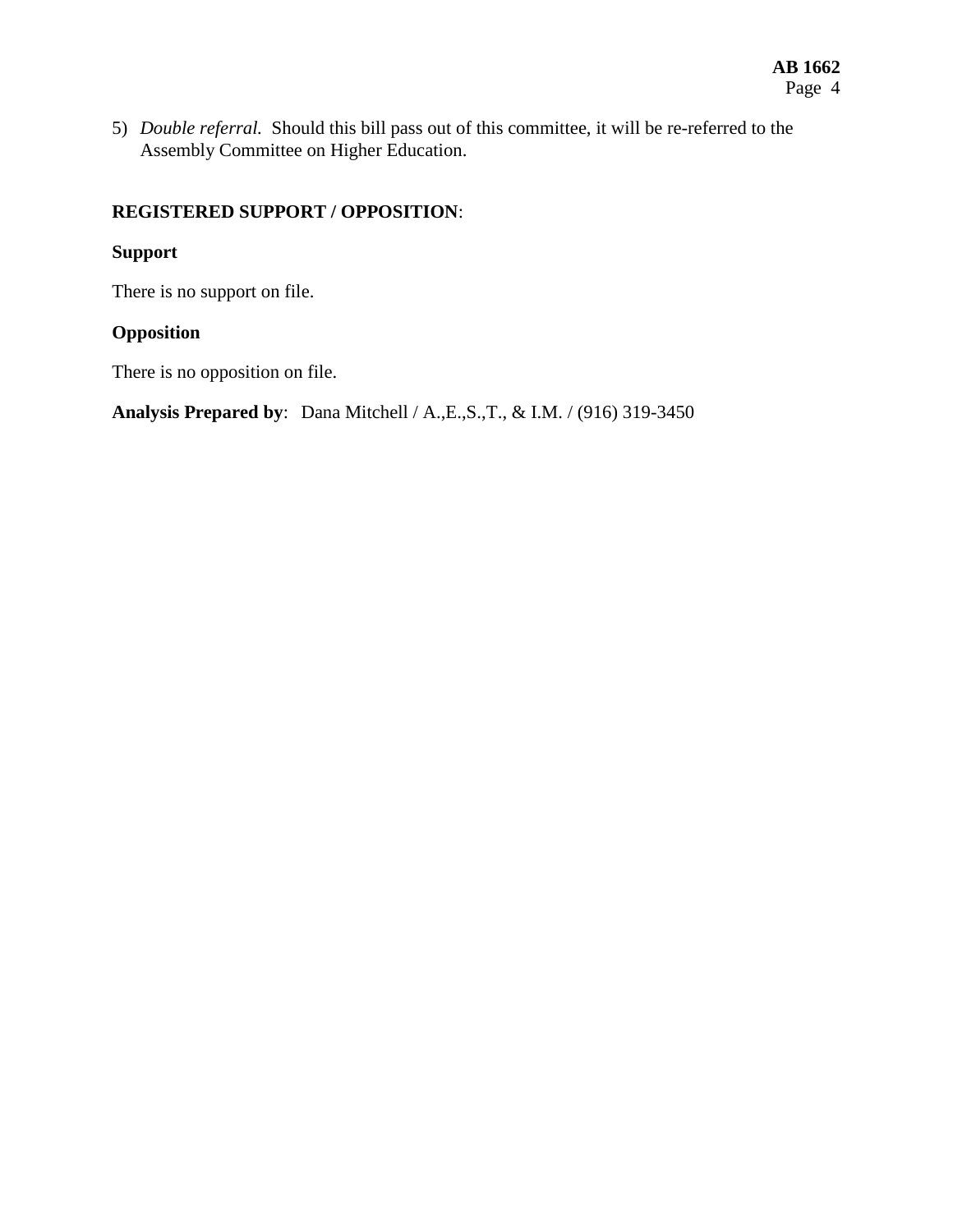5) *Double referral.* Should this bill pass out of this committee, it will be re-referred to the Assembly Committee on Higher Education.

**REGISTERED SUPPORT / OPPOSITION**:

**Support**

There is no support on file.

**Opposition**

There is no opposition on file.

**Analysis Prepared by**: Dana Mitchell / A.,E.,S.,T., & I.M. / (916) 319-3450